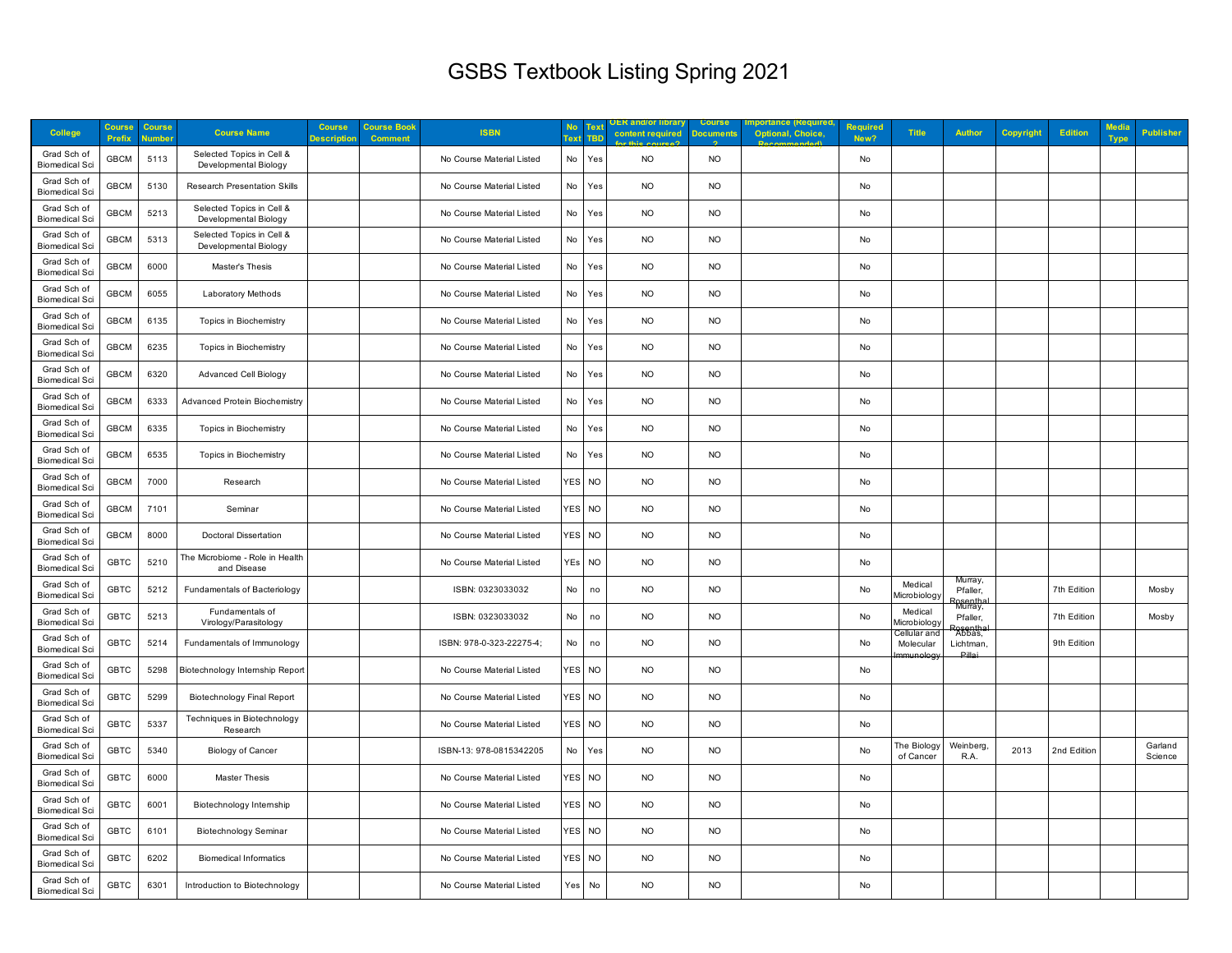# GSBS Textbook Listing Spring 2021

| College | Course Prefix | Course Number | Course Name | Course Description | Course Book Comment | ISBN | No Text | Text TBD | OER and/or library content required for this course? | Course Documents ? | Importance (Required, Optional, Choice, Recommended) | Required New? | Title | Author | Copyright | Edition | Media Type | Publisher |
|---|---|---|---|---|---|---|---|---|---|---|---|---|---|---|---|---|---|---|
| Grad Sch of Biomedical Sci | GBCM | 5113 | Selected Topics in Cell & Developmental Biology | | | No Course Material Listed | No | Yes | NO | NO | | No | | | | | | |
| Grad Sch of Biomedical Sci | GBCM | 5130 | Research Presentation Skills | | | No Course Material Listed | No | Yes | NO | NO | | No | | | | | | |
| Grad Sch of Biomedical Sci | GBCM | 5213 | Selected Topics in Cell & Developmental Biology | | | No Course Material Listed | No | Yes | NO | NO | | No | | | | | | |
| Grad Sch of Biomedical Sci | GBCM | 5313 | Selected Topics in Cell & Developmental Biology | | | No Course Material Listed | No | Yes | NO | NO | | No | | | | | | |
| Grad Sch of Biomedical Sci | GBCM | 6000 | Master's Thesis | | | No Course Material Listed | No | Yes | NO | NO | | No | | | | | | |
| Grad Sch of Biomedical Sci | GBCM | 6055 | Laboratory Methods | | | No Course Material Listed | No | Yes | NO | NO | | No | | | | | | |
| Grad Sch of Biomedical Sci | GBCM | 6135 | Topics in Biochemistry | | | No Course Material Listed | No | Yes | NO | NO | | No | | | | | | |
| Grad Sch of Biomedical Sci | GBCM | 6235 | Topics in Biochemistry | | | No Course Material Listed | No | Yes | NO | NO | | No | | | | | | |
| Grad Sch of Biomedical Sci | GBCM | 6320 | Advanced Cell Biology | | | No Course Material Listed | No | Yes | NO | NO | | No | | | | | | |
| Grad Sch of Biomedical Sci | GBCM | 6333 | Advanced Protein Biochemistry | | | No Course Material Listed | No | Yes | NO | NO | | No | | | | | | |
| Grad Sch of Biomedical Sci | GBCM | 6335 | Topics in Biochemistry | | | No Course Material Listed | No | Yes | NO | NO | | No | | | | | | |
| Grad Sch of Biomedical Sci | GBCM | 6535 | Topics in Biochemistry | | | No Course Material Listed | No | Yes | NO | NO | | No | | | | | | |
| Grad Sch of Biomedical Sci | GBCM | 7000 | Research | | | No Course Material Listed | YES | NO | NO | NO | | No | | | | | | |
| Grad Sch of Biomedical Sci | GBCM | 7101 | Seminar | | | No Course Material Listed | YES | NO | NO | NO | | No | | | | | | |
| Grad Sch of Biomedical Sci | GBCM | 8000 | Doctoral Dissertation | | | No Course Material Listed | YES | NO | NO | NO | | No | | | | | | |
| Grad Sch of Biomedical Sci | GBTC | 5210 | The Microbiome - Role in Health and Disease | | | No Course Material Listed | YEs | NO | NO | NO | | No | | | | | | |
| Grad Sch of Biomedical Sci | GBTC | 5212 | Fundamentals of Bacteriology | | | ISBN: 0323033032 | No | no | NO | NO | | No | Medical Microbiology | Murray, Pfaller, Rosenthal | | 7th Edition | | Mosby |
| Grad Sch of Biomedical Sci | GBTC | 5213 | Fundamentals of Virology/Parasitology | | | ISBN: 0323033032 | No | no | NO | NO | | No | Medical Microbiology | Murray, Pfaller, Rosenthal | | 7th Edition | | Mosby |
| Grad Sch of Biomedical Sci | GBTC | 5214 | Fundamentals of Immunology | | | ISBN: 978-0-323-22275-4; | No | no | NO | NO | | No | Cellular and Molecular Immunology | Abbas, Lichtman, Pillai | | 9th Edition | | |
| Grad Sch of Biomedical Sci | GBTC | 5298 | Biotechnology Internship Report | | | No Course Material Listed | YES | NO | NO | NO | | No | | | | | | |
| Grad Sch of Biomedical Sci | GBTC | 5299 | Biotechnology Final Report | | | No Course Material Listed | YES | NO | NO | NO | | No | | | | | | |
| Grad Sch of Biomedical Sci | GBTC | 5337 | Techniques in Biotechnology Research | | | No Course Material Listed | YES | NO | NO | NO | | No | | | | | | |
| Grad Sch of Biomedical Sci | GBTC | 5340 | Biology of Cancer | | | ISBN-13: 978-0815342205 | No | Yes | NO | NO | | No | The Biology of Cancer | Weinberg, R.A. | 2013 | 2nd Edition | | Garland Science |
| Grad Sch of Biomedical Sci | GBTC | 6000 | Master Thesis | | | No Course Material Listed | YES | NO | NO | NO | | No | | | | | | |
| Grad Sch of Biomedical Sci | GBTC | 6001 | Biotechnology Internship | | | No Course Material Listed | YES | NO | NO | NO | | No | | | | | | |
| Grad Sch of Biomedical Sci | GBTC | 6101 | Biotechnology Seminar | | | No Course Material Listed | YES | NO | NO | NO | | No | | | | | | |
| Grad Sch of Biomedical Sci | GBTC | 6202 | Biomedical Informatics | | | No Course Material Listed | YES | NO | NO | NO | | No | | | | | | |
| Grad Sch of Biomedical Sci | GBTC | 6301 | Introduction to Biotechnology | | | No Course Material Listed | Yes | No | NO | NO | | No | | | | | | |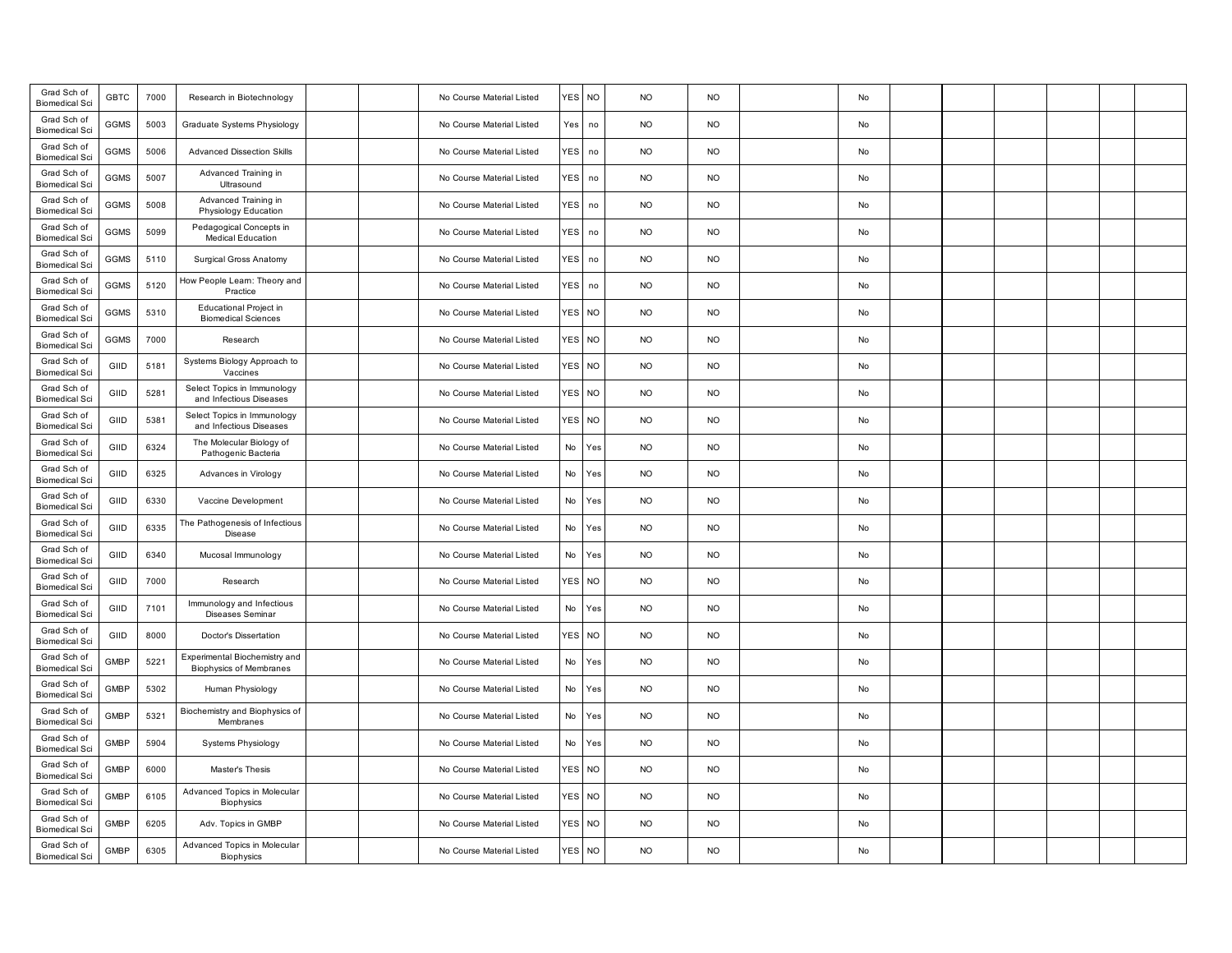| Grad Sch of Biomedical Sci | GBTC | 7000 | Research in Biotechnology | | | No Course Material Listed | YES | NO | NO | NO | | No | | | | | | |
|---|---|---|---|---|---|---|---|---|---|---|---|---|---|---|---|---|---|---|
| Grad Sch of Biomedical Sci | GGMS | 5003 | Graduate Systems Physiology | | | No Course Material Listed | Yes | no | NO | NO | | No | | | | | | |
| Grad Sch of Biomedical Sci | GGMS | 5006 | Advanced Dissection Skills | | | No Course Material Listed | YES | no | NO | NO | | No | | | | | | |
| Grad Sch of Biomedical Sci | GGMS | 5007 | Advanced Training in Ultrasound | | | No Course Material Listed | YES | no | NO | NO | | No | | | | | | |
| Grad Sch of Biomedical Sci | GGMS | 5008 | Advanced Training in Physiology Education | | | No Course Material Listed | YES | no | NO | NO | | No | | | | | | |
| Grad Sch of Biomedical Sci | GGMS | 5099 | Pedagogical Concepts in Medical Education | | | No Course Material Listed | YES | no | NO | NO | | No | | | | | | |
| Grad Sch of Biomedical Sci | GGMS | 5110 | Surgical Gross Anatomy | | | No Course Material Listed | YES | no | NO | NO | | No | | | | | | |
| Grad Sch of Biomedical Sci | GGMS | 5120 | How People Learn: Theory and Practice | | | No Course Material Listed | YES | no | NO | NO | | No | | | | | | |
| Grad Sch of Biomedical Sci | GGMS | 5310 | Educational Project in Biomedical Sciences | | | No Course Material Listed | YES | NO | NO | NO | | No | | | | | | |
| Grad Sch of Biomedical Sci | GGMS | 7000 | Research | | | No Course Material Listed | YES | NO | NO | NO | | No | | | | | | |
| Grad Sch of Biomedical Sci | GIID | 5181 | Systems Biology Approach to Vaccines | | | No Course Material Listed | YES | NO | NO | NO | | No | | | | | | |
| Grad Sch of Biomedical Sci | GIID | 5281 | Select Topics in Immunology and Infectious Diseases | | | No Course Material Listed | YES | NO | NO | NO | | No | | | | | | |
| Grad Sch of Biomedical Sci | GIID | 5381 | Select Topics in Immunology and Infectious Diseases | | | No Course Material Listed | YES | NO | NO | NO | | No | | | | | | |
| Grad Sch of Biomedical Sci | GIID | 6324 | The Molecular Biology of Pathogenic Bacteria | | | No Course Material Listed | No | Yes | NO | NO | | No | | | | | | |
| Grad Sch of Biomedical Sci | GIID | 6325 | Advances in Virology | | | No Course Material Listed | No | Yes | NO | NO | | No | | | | | | |
| Grad Sch of Biomedical Sci | GIID | 6330 | Vaccine Development | | | No Course Material Listed | No | Yes | NO | NO | | No | | | | | | |
| Grad Sch of Biomedical Sci | GIID | 6335 | The Pathogenesis of Infectious Disease | | | No Course Material Listed | No | Yes | NO | NO | | No | | | | | | |
| Grad Sch of Biomedical Sci | GIID | 6340 | Mucosal Immunology | | | No Course Material Listed | No | Yes | NO | NO | | No | | | | | | |
| Grad Sch of Biomedical Sci | GIID | 7000 | Research | | | No Course Material Listed | YES | NO | NO | NO | | No | | | | | | |
| Grad Sch of Biomedical Sci | GIID | 7101 | Immunology and Infectious Diseases Seminar | | | No Course Material Listed | No | Yes | NO | NO | | No | | | | | | |
| Grad Sch of Biomedical Sci | GIID | 8000 | Doctor's Dissertation | | | No Course Material Listed | YES | NO | NO | NO | | No | | | | | | |
| Grad Sch of Biomedical Sci | GMBP | 5221 | Experimental Biochemistry and Biophysics of Membranes | | | No Course Material Listed | No | Yes | NO | NO | | No | | | | | | |
| Grad Sch of Biomedical Sci | GMBP | 5302 | Human Physiology | | | No Course Material Listed | No | Yes | NO | NO | | No | | | | | | |
| Grad Sch of Biomedical Sci | GMBP | 5321 | Biochemistry and Biophysics of Membranes | | | No Course Material Listed | No | Yes | NO | NO | | No | | | | | | |
| Grad Sch of Biomedical Sci | GMBP | 5904 | Systems Physiology | | | No Course Material Listed | No | Yes | NO | NO | | No | | | | | | |
| Grad Sch of Biomedical Sci | GMBP | 6000 | Master's Thesis | | | No Course Material Listed | YES | NO | NO | NO | | No | | | | | | |
| Grad Sch of Biomedical Sci | GMBP | 6105 | Advanced Topics in Molecular Biophysics | | | No Course Material Listed | YES | NO | NO | NO | | No | | | | | | |
| Grad Sch of Biomedical Sci | GMBP | 6205 | Adv. Topics in GMBP | | | No Course Material Listed | YES | NO | NO | NO | | No | | | | | | |
| Grad Sch of Biomedical Sci | GMBP | 6305 | Advanced Topics in Molecular Biophysics | | | No Course Material Listed | YES | NO | NO | NO | | No | | | | | | |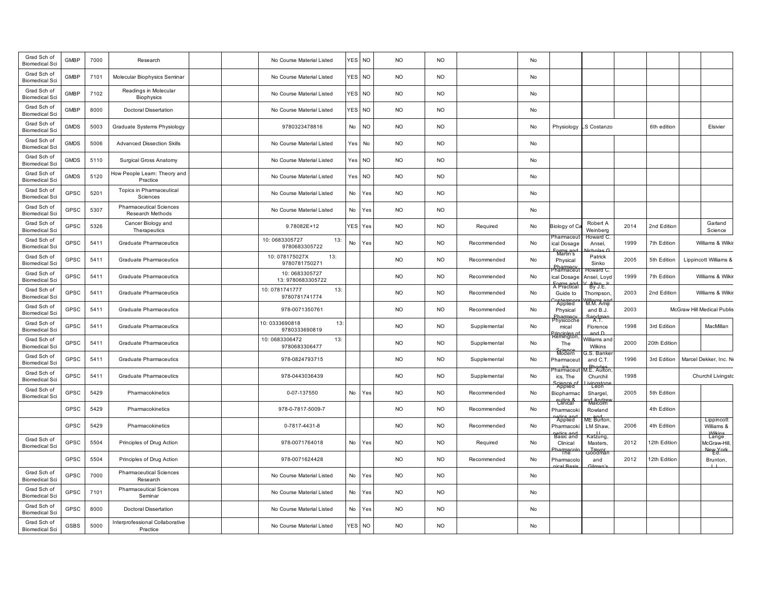| | | | | | | | | | | | | | | | | | | |
|---|---|---|---|---|---|---|---|---|---|---|---|---|---|---|---|---|---|---|
| Grad Sch of Biomedical Sci | GMBP | 7000 | Research | | | No Course Material Listed | YES | NO | NO | NO | | No | | | | | | |
| Grad Sch of Biomedical Sci | GMBP | 7101 | Molecular Biophysics Seminar | | | No Course Material Listed | YES | NO | NO | NO | | No | | | | | | |
| Grad Sch of Biomedical Sci | GMBP | 7102 | Readings in Molecular Biophysics | | | No Course Material Listed | YES | NO | NO | NO | | No | | | | | | |
| Grad Sch of Biomedical Sci | GMBP | 8000 | Doctoral Dissertation | | | No Course Material Listed | YES | NO | NO | NO | | No | | | | | | |
| Grad Sch of Biomedical Sci | GMDS | 5003 | Graduate Systems Physiology | | | 9780323478816 | No | NO | NO | NO | | No | Physiology | LS Costanzo | | 6th edition | | Elsivier |
| Grad Sch of Biomedical Sci | GMDS | 5006 | Advanced Dissection Skills | | | No Course Material Listed | Yes | No | NO | NO | | No | | | | | | |
| Grad Sch of Biomedical Sci | GMDS | 5110 | Surgical Gross Anatomy | | | No Course Material Listed | Yes | NO | NO | NO | | No | | | | | | |
| Grad Sch of Biomedical Sci | GMDS | 5120 | How People Learn: Theory and Practice | | | No Course Material Listed | Yes | NO | NO | NO | | No | | | | | | |
| Grad Sch of Biomedical Sci | GPSC | 5201 | Topics in Pharmaceutical Sciences | | | No Course Material Listed | No | Yes | NO | NO | | No | | | | | | |
| Grad Sch of Biomedical Sci | GPSC | 5307 | Pharmaceutical Sciences Research Methods | | | No Course Material Listed | No | Yes | NO | NO | | No | | | | | | |
| Grad Sch of Biomedical Sci | GPSC | 5326 | Cancer Biology and Therapeutics | | | 9.78082E+12 | YES | Yes | NO | NO | Required | No | Biology of Ca | Robert A Weinberg | 2014 | 2nd Edition | | Garland Science |
| Grad Sch of Biomedical Sci | GPSC | 5411 | Graduate Pharmaceutics | | | 10: 0683305727 13: 9780683305722 | No | Yes | NO | NO | Recommended | No | Pharmaceutical Dosage Forms and | Howard C. Ansel, Nicholas G. | 1999 | 7th Edition | | Williams & Wilkin |
| Grad Sch of Biomedical Sci | GPSC | 5411 | Graduate Pharmaceutics | | | 10: 078175027X 13: 9780781750271 | | | NO | NO | Recommended | No | Martin's Physical Pharmacy | Patrick Sinko | 2005 | 5th Edition | | Lippincott Williams & |
| Grad Sch of Biomedical Sci | GPSC | 5411 | Graduate Pharmaceutics | | | 10: 0683305727 13: 9780683305722 | | | NO | NO | Recommended | No | Pharmaceutical Dosage Forms and | Howard C. Ansel, Loyd V. Allen, Jr. | 1999 | 7th Edition | | Williams & Wilkin |
| Grad Sch of Biomedical Sci | GPSC | 5411 | Graduate Pharmaceutics | | | 10: 0781741777 13: 9780781741774 | | | NO | NO | Recommended | No | A Practical Guide to Contempora | By J.E. Thompson, Williams and | 2003 | 2nd Edition | | Williams & Wilkin |
| Grad Sch of Biomedical Sci | GPSC | 5411 | Graduate Pharmaceutics | | | 978-0071350761 | | | NO | NO | Recommended | No | Applied Physical Pharmacy | M.M. Amiji and B.J. Sandman | 2003 | | | McGraw Hill Medical Publis |
| Grad Sch of Biomedical Sci | GPSC | 5411 | Graduate Pharmaceutics | | | 10: 0333690818 13: 9780333690819 | | | NO | NO | Supplemental | No | Physicochemical Principles of | A.T. Florence and D. | 1998 | 3rd Edition | | MacMillan |
| Grad Sch of Biomedical Sci | GPSC | 5411 | Graduate Pharmaceutics | | | 10: 0683306472 13: 9780683306477 | | | NO | NO | Supplemental | No | Remington, The Science | Williams and Wilkins | 2000 | 20th Edition | | |
| Grad Sch of Biomedical Sci | GPSC | 5411 | Graduate Pharmaceutics | | | 978-0824793715 | | | NO | NO | Supplemental | No | Modern Pharmaceutics | G.S. Banker and C.T. Rhodes | 1996 | 3rd Edition | | Marcel Dekker, Inc. Ne |
| Grad Sch of Biomedical Sci | GPSC | 5411 | Graduate Pharmaceutics | | | 978-0443036439 | | | NO | NO | Supplemental | No | Pharmaceutics, The Science of | M.E. Aulton, Churchil Livingstone | 1998 | | | Churchil Livingsto |
| Grad Sch of Biomedical Sci | GPSC | 5429 | Pharmacokinetics | | | 0-07-137550 | No | Yes | NO | NO | Recommended | No | Applied Biopharmaceutics & | Leon Shargel, and Andrew | 2005 | 5th Edition | | |
| | GPSC | 5429 | Pharmacokinetics | | | 978-0-7817-5009-7 | | | NO | NO | Recommended | No | Clinical Pharmacokinetics and | Malcolm Rowland and | | 4th Edition | | |
| | GPSC | 5429 | Pharmacokinetics | | | 0-7817-4431-8 | | | NO | NO | Recommended | No | Applied Pharmacokinetics and | ME Burton, LM Shaw, JJ | 2006 | 4th Edition | | Lippincott Williams & Wilkins |
| Grad Sch of Biomedical Sci | GPSC | 5504 | Principles of Drug Action | | | 978-0071764018 | No | Yes | NO | NO | Required | No | Basic and Clinical Pharmacolo | Katzung, Masters, Trevor | 2012 | 12th Edition | | Lange McGraw-Hill, New York |
| | GPSC | 5504 | Principles of Drug Action | | | 978-0071624428 | | | NO | NO | Recommended | No | The Pharmacological Basis | Goodman and Gilman's | 2012 | 12th Edition | | Ed. Brunton, LL |
| Grad Sch of Biomedical Sci | GPSC | 7000 | Pharmaceutical Sciences Research | | | No Course Material Listed | No | Yes | NO | NO | | No | | | | | | |
| Grad Sch of Biomedical Sci | GPSC | 7101 | Pharmaceutical Sciences Seminar | | | No Course Material Listed | No | Yes | NO | NO | | No | | | | | | |
| Grad Sch of Biomedical Sci | GPSC | 8000 | Doctoral Dissertation | | | No Course Material Listed | No | Yes | NO | NO | | No | | | | | | |
| Grad Sch of Biomedical Sci | GSBS | 5000 | Interprofessional Collaborative Practice | | | No Course Material Listed | YES | NO | NO | NO | | No | | | | | | |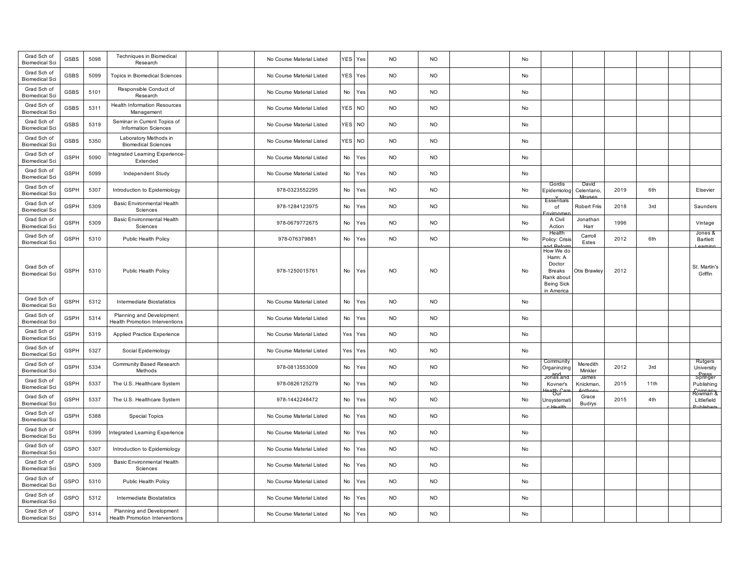| | | | | | | | | | | | | | | | | | | | | |
|---|---|---|---|---|---|---|---|---|---|---|---|---|---|---|---|---|---|---|---|---|
| Grad Sch of Biomedical Sci | GSBS | 5098 | Techniques in Biomedical Research | | | No Course Material Listed | YES | Yes | NO | NO | | No | | | | | | |
| Grad Sch of Biomedical Sci | GSBS | 5099 | Topics in Biomedical Sciences | | | No Course Material Listed | YES | Yes | NO | NO | | No | | | | | | |
| Grad Sch of Biomedical Sci | GSBS | 5101 | Responsible Conduct of Research | | | No Course Material Listed | No | Yes | NO | NO | | No | | | | | | |
| Grad Sch of Biomedical Sci | GSBS | 5311 | Health Information Resources Management | | | No Course Material Listed | YES | NO | NO | NO | | No | | | | | | |
| Grad Sch of Biomedical Sci | GSBS | 5319 | Seminar in Current Topics of Information Sciences | | | No Course Material Listed | YES | NO | NO | NO | | No | | | | | | |
| Grad Sch of Biomedical Sci | GSBS | 5350 | Laboratory Methods in Biomedical Sciences | | | No Course Material Listed | YES | NO | NO | NO | | No | | | | | | |
| Grad Sch of Biomedical Sci | GSPH | 5090 | Integrated Learning Experience-Extended | | | No Course Material Listed | No | Yes | NO | NO | | No | | | | | | |
| Grad Sch of Biomedical Sci | GSPH | 5099 | Independent Study | | | No Course Material Listed | No | Yes | NO | NO | | No | | | | | | |
| Grad Sch of Biomedical Sci | GSPH | 5307 | Introduction to Epidemiology | | | 978-0323552295 | No | Yes | NO | NO | | No | Gordis Epidemiolog y | David Celentano, Moyses | 2019 | 6th | | Elsevier |
| Grad Sch of Biomedical Sci | GSPH | 5309 | Basic Environmental Health Sciences | | | 978-1284123975 | No | Yes | NO | NO | | No | Essentials of Environmen | Robert Friis | 2018 | 3rd | | Saunders |
| Grad Sch of Biomedical Sci | GSPH | 5309 | Basic Environmental Health Sciences | | | 978-0679772675 | No | Yes | NO | NO | | No | A Civil Action | Jonathan Harr | 1996 | | | Vintage |
| Grad Sch of Biomedical Sci | GSPH | 5310 | Public Health Policy | | | 978-076379881 | No | Yes | NO | NO | | No | Health Policy: Crisis and Reform | Carroll Estes | 2012 | 6th | | Jones & Bartlett Learning |
| Grad Sch of Biomedical Sci | GSPH | 5310 | Public Health Policy | | | 978-1250015761 | No | Yes | NO | NO | | No | How We do Harm: A Doctor Breaks Rank about Being Sick in America | Otis Brawley | 2012 | | | St. Martin's Griffin |
| Grad Sch of Biomedical Sci | GSPH | 5312 | Intermediate Biostatistics | | | No Course Material Listed | No | Yes | NO | NO | | No | | | | | | |
| Grad Sch of Biomedical Sci | GSPH | 5314 | Planning and Development Health Promotion Interventions | | | No Course Material Listed | No | Yes | NO | NO | | No | | | | | | |
| Grad Sch of Biomedical Sci | GSPH | 5319 | Applied Practice Experience | | | No Course Material Listed | Yes | Yes | NO | NO | | No | | | | | | |
| Grad Sch of Biomedical Sci | GSPH | 5327 | Social Epidemiology | | | No Course Material Listed | Yes | Yes | NO | NO | | No | | | | | | |
| Grad Sch of Biomedical Sci | GSPH | 5334 | Community Based Research Methods | | | 978-0813553009 | No | Yes | NO | NO | | No | Community Organinzing and | Meredith Minkler | 2012 | 3rd | | Rutgers University Press |
| Grad Sch of Biomedical Sci | GSPH | 5337 | The U.S. Healthcare System | | | 978-0826125279 | No | Yes | NO | NO | | No | Jonas and Kovner's Health Care | James Knickman, Anthony | 2015 | 11th | | Springer Publishing Company |
| Grad Sch of Biomedical Sci | GSPH | 5337 | The U.S. Healthcare System | | | 978-1442248472 | No | Yes | NO | NO | | No | Our Unsystemati c Health | Grace Budrys | 2015 | 4th | | Rowman & Littlefield Publishers |
| Grad Sch of Biomedical Sci | GSPH | 5388 | Special Topics | | | No Course Material Listed | No | Yes | NO | NO | | No | | | | | | |
| Grad Sch of Biomedical Sci | GSPH | 5399 | Integrated Learning Experience | | | No Course Material Listed | No | Yes | NO | NO | | No | | | | | | |
| Grad Sch of Biomedical Sci | GSPO | 5307 | Introduction to Epidemiology | | | No Course Material Listed | No | Yes | NO | NO | | No | | | | | | |
| Grad Sch of Biomedical Sci | GSPO | 5309 | Basic Environmental Health Sciences | | | No Course Material Listed | No | Yes | NO | NO | | No | | | | | | |
| Grad Sch of Biomedical Sci | GSPO | 5310 | Public Health Policy | | | No Course Material Listed | No | Yes | NO | NO | | No | | | | | | |
| Grad Sch of Biomedical Sci | GSPO | 5312 | Intermediate Biostatistics | | | No Course Material Listed | No | Yes | NO | NO | | No | | | | | | |
| Grad Sch of Biomedical Sci | GSPO | 5314 | Planning and Development Health Promotion Interventions | | | No Course Material Listed | No | Yes | NO | NO | | No | | | | | | |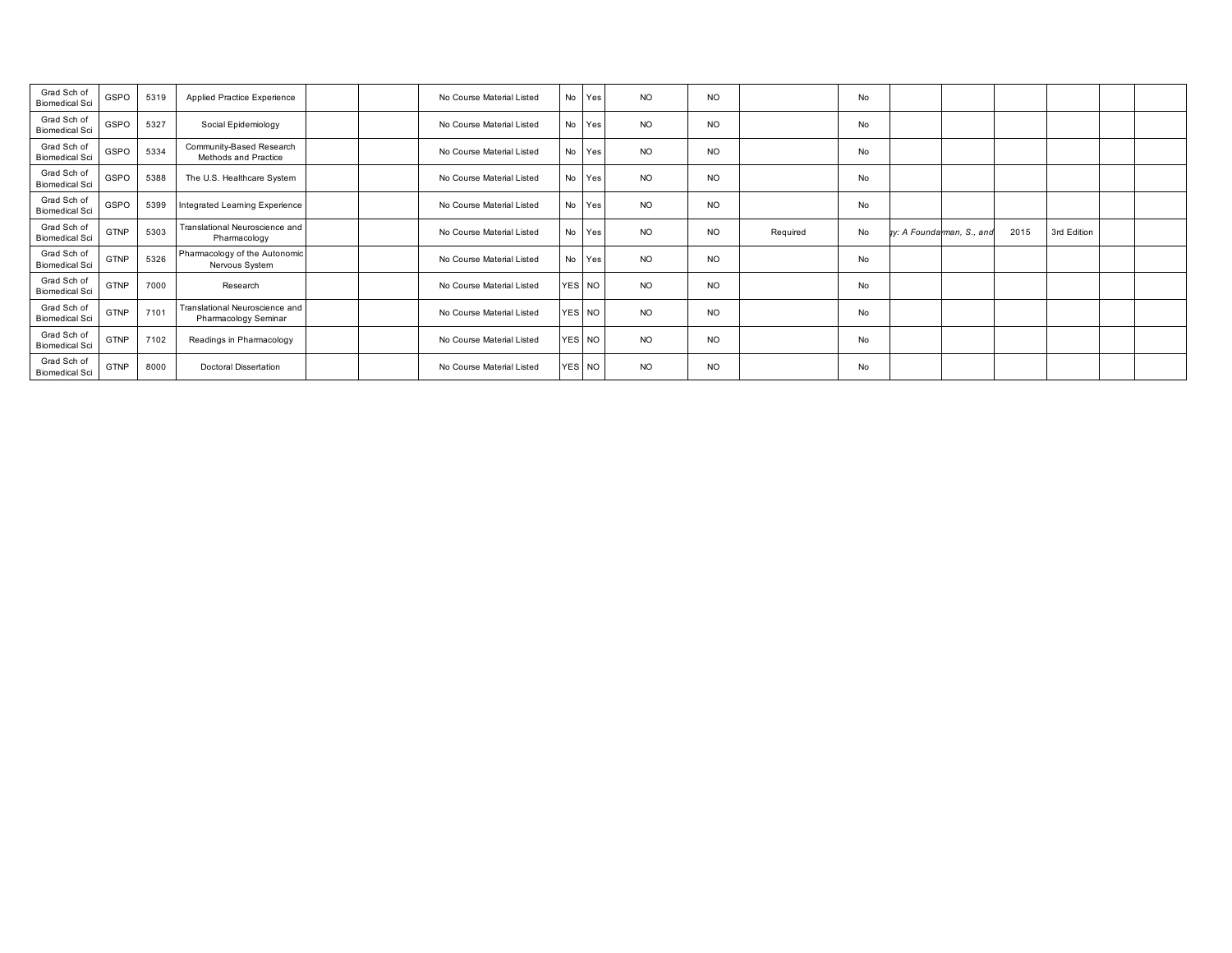| | | | | | | | | | | | | | | | | | | |
|---|---|---|---|---|---|---|---|---|---|---|---|---|---|---|---|---|---|---|
| Grad Sch of Biomedical Sci | GSPO | 5319 | Applied Practice Experience | | | No Course Material Listed | No | Yes | NO | NO | | No | | | | | | |
| Grad Sch of Biomedical Sci | GSPO | 5327 | Social Epidemiology | | | No Course Material Listed | No | Yes | NO | NO | | No | | | | | | |
| Grad Sch of Biomedical Sci | GSPO | 5334 | Community-Based Research Methods and Practice | | | No Course Material Listed | No | Yes | NO | NO | | No | | | | | | |
| Grad Sch of Biomedical Sci | GSPO | 5388 | The U.S. Healthcare System | | | No Course Material Listed | No | Yes | NO | NO | | No | | | | | | |
| Grad Sch of Biomedical Sci | GSPO | 5399 | Integrated Learning Experience | | | No Course Material Listed | No | Yes | NO | NO | | No | | | | | | |
| Grad Sch of Biomedical Sci | GTNP | 5303 | Translational Neuroscience and Pharmacology | | | No Course Material Listed | No | Yes | NO | NO | Required | No | *gy: A Founda* | *rman, S., and* | 2015 | 3rd Edition | | |
| Grad Sch of Biomedical Sci | GTNP | 5326 | Pharmacology of the Autonomic Nervous System | | | No Course Material Listed | No | Yes | NO | NO | | No | | | | | | |
| Grad Sch of Biomedical Sci | GTNP | 7000 | Research | | | No Course Material Listed | YES | NO | NO | NO | | No | | | | | | |
| Grad Sch of Biomedical Sci | GTNP | 7101 | Translational Neuroscience and Pharmacology Seminar | | | No Course Material Listed | YES | NO | NO | NO | | No | | | | | | |
| Grad Sch of Biomedical Sci | GTNP | 7102 | Readings in Pharmacology | | | No Course Material Listed | YES | NO | NO | NO | | No | | | | | | |
| Grad Sch of Biomedical Sci | GTNP | 8000 | Doctoral Dissertation | | | No Course Material Listed | YES | NO | NO | NO | | No | | | | | | |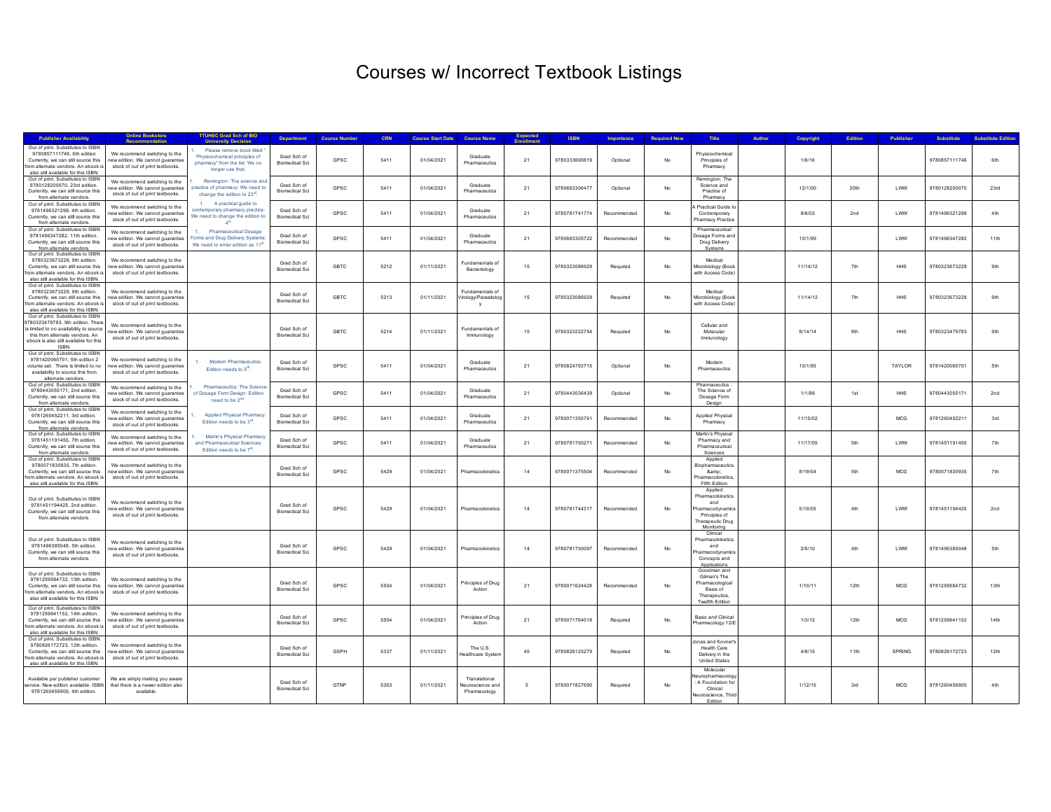# Courses w/ Incorrect Textbook Listings

| Publisher Availability | Online Bookstore Recommendation | TTUHSC Grad Sch of BIO University Decision | Department | Course Number | CRN | Course Start Date | Course Name | Expected Enrollment | ISBN | Importance | Required New | Title | Author | Copyright | Edition | Publisher | Substitute | Substitute Edition |
|---|---|---|---|---|---|---|---|---|---|---|---|---|---|---|---|---|---|---|
| Out of print. Substitutes to ISBN 9780857111746, 6th edition. Currently, we can still source this from alternate vendors. An ebook is also still available for this ISBN. | We recommend switching to the new edition. We cannot guarantee stock of out of print textbooks. | 1. Please remove book titled "Physicochemical principles of pharmacy" from the list. We no longer use that. | Grad Sch of Biomedical Sci | GPSC | 5411 | 01/04/2021 | Graduate Pharmaceutics | 21 | 9780333690819 | Optional | No | Physicochemical Principles of Pharmacy | | 1/6/16 | | | 9780857111746 | 6th |
| Out of print. Substitutes to ISBN 9780128200070, 23rd edition. Currently, we can still source this from alternate vendors. | We recommend switching to the new edition. We cannot guarantee stock of out of print textbooks. | 1. Remington: The science and practice of pharmacy: We need to change the edition to 23rd. | Grad Sch of Biomedical Sci | GPSC | 5411 | 01/04/2021 | Graduate Pharmaceutics | 21 | 9780683306477 | Optional | No | Remington: The Science and Practice of Pharmacy | | 12/1/00 | 20th | LWW | 9780128200070 | 23rd |
| Out of print. Substitutes to ISBN 9781496321299, 4th edition. Currently, we can still source this from alternate vendors. | We recommend switching to the new edition. We cannot guarantee stock of out of print textbooks. | 1. A practical guide to contemporary pharmacy practice: We need to change the edition to 4th | Grad Sch of Biomedical Sci | GPSC | 5411 | 01/04/2021 | Graduate Pharmaceutics | 21 | 9780781741774 | Recommended | No | A Practical Guide to Contemporary Pharmacy Practice | | 8/6/03 | 2nd | LWW | 9781496321299 | 4th |
| Out of print. Substitutes to ISBN 9781496347282, 11th edition. Currently, we can still source this from alternate vendors. | We recommend switching to the new edition. We cannot guarantee stock of out of print textbooks. | 1. Pharmaceutical Dosage Forms and Drug Delivery Systems: We need to enter edition as 11th | Grad Sch of Biomedical Sci | GPSC | 5411 | 01/04/2021 | Graduate Pharmaceutics | 21 | 9780683305722 | Recommended | No | Pharmaceutical Dosage Forms and Drug Delivery Systems | | 10/1/99 | | LWW | 9781496347282 | 11th |
| Out of print. Substitutes to ISBN 9780323673228, 9th edition. Currently, we can still source this from alternate vendors. An ebook is also still available for this ISBN. | We recommend switching to the new edition. We cannot guarantee stock of out of print textbooks. | | Grad Sch of Biomedical Sci | GBTC | 5212 | 01/11/2021 | Fundamentals of Bacteriology | 15 | 9780323086929 | Required | No | Medical Microbiology (Book with Access Code) | | 11/14/12 | 7th | HHS | 9780323673228 | 9th |
| Out of print. Substitutes to ISBN 9780323673228, 9th edition. Currently, we can still source this from alternate vendors. An ebook is also still available for this ISBN. | We recommend switching to the new edition. We cannot guarantee stock of out of print textbooks. | | Grad Sch of Biomedical Sci | GBTC | 5213 | 01/11/2021 | Fundamentals of Virology/Parasitology | 15 | 9780323086929 | Required | No | Medical Microbiology (Book with Access Code) | | 11/14/12 | 7th | HHS | 9780323673228 | 9th |
| Out of print. Substitutes to ISBN 9780323479783, 9th edition. There is limited to no availability to source this from alternate vendors. An ebook is also still available for this ISBN. | We recommend switching to the new edition. We cannot guarantee stock of out of print textbooks. | | Grad Sch of Biomedical Sci | GBTC | 5214 | 01/11/2021 | Fundamentals of Immunology | 15 | 9780323222754 | Required | No | Cellular and Molecular Immunology | | 8/14/14 | 8th | HHS | 9780323479783 | 9th |
| Out of print. Substitutes to ISBN 9781420065701, 5th edition 2 volume set. There is limited to no availability to source this from alternate vendors. | We recommend switching to the new edition. We cannot guarantee stock of out of print textbooks. | 1. Modern Pharmaceutics: Edition needs to 5th. | Grad Sch of Biomedical Sci | GPSC | 5411 | 01/04/2021 | Graduate Pharmaceutics | 21 | 9780824793715 | Optional | No | Modern Pharmaceutics | | 10/1/96 | | TAYLOR | 9781420065701 | 5th |
| Out of print. Substitutes to ISBN 9780443055171, 2nd edition. Currently, we can still source this from alternate vendors. | We recommend switching to the new edition. We cannot guarantee stock of out of print textbooks. | 1. Pharmaceutics: The Science of Dosage Form Design: Edition need to be 2nd. | Grad Sch of Biomedical Sci | GPSC | 5411 | 01/04/2021 | Graduate Pharmaceutics | 21 | 9780443036439 | Optional | No | Pharmaceutics : The Science of Dosage Form Design | | 1/1/88 | 1st | HHS | 9780443055171 | 2nd |
| Out of print. Substitutes to ISBN 9781260452211, 3rd edition. Currently, we can still source this from alternate vendors. | We recommend switching to the new edition. We cannot guarantee stock of out of print textbooks. | 1. Applied Physical Pharmacy: Edition needs to be 3rd. | Grad Sch of Biomedical Sci | GPSC | 5411 | 01/04/2021 | Graduate Pharmaceutics | 21 | 9780071350761 | Recommended | No | Applied Physical Pharmacy | | 11/15/02 | | MCG | 9781260452211 | 3rd |
| Out of print. Substitutes to ISBN 9781451191455, 7th edition. Currently, we can still source this from alternate vendors. | We recommend switching to the new edition. We cannot guarantee stock of out of print textbooks. | 1. Martin's Physical Pharmacy and Pharmaceutical Sciences: Edition needs to be 7th. | Grad Sch of Biomedical Sci | GPSC | 5411 | 01/04/2021 | Graduate Pharmaceutics | 21 | 9780781750271 | Recommended | No | Martin's Physical Pharmacy and Pharmaceutical Sciences | | 11/17/05 | 5th | LWW | 9781451191455 | 7th |
| Out of print. Substitutes to ISBN 9780071830935, 7th edition. Currently, we can still source this from alternate vendors. An ebook is also still available for this ISBN. | We recommend switching to the new edition. We cannot guarantee stock of out of print textbooks. | | Grad Sch of Biomedical Sci | GPSC | 5429 | 01/04/2021 | Pharmacokinetics | 14 | 9780071375504 | Recommended | No | Applied Biopharmaceutics &amp; Pharmacokinetics, Fifth Edition | | 8/19/04 | 5th | MCG | 9780071830935 | 7th |
| Out of print. Substitutes to ISBN 9781451194425, 2nd edition. Currently, we can still source this from alternate vendors. | We recommend switching to the new edition. We cannot guarantee stock of out of print textbooks. | | Grad Sch of Biomedical Sci | GPSC | 5429 | 01/04/2021 | Pharmacokinetics | 14 | 9780781744317 | Recommended | No | Applied Pharmacokinetics and Pharmacodynamics Principles of Therapeutic Drug Monitoring | | 5/19/05 | 4th | LWW | 9781451194425 | 2nd |
| Out of print. Substitutes to ISBN 9781496385048, 5th edition. Currently, we can still source this from alternate vendors. | We recommend switching to the new edition. We cannot guarantee stock of out of print textbooks. | | Grad Sch of Biomedical Sci | GPSC | 5429 | 01/04/2021 | Pharmacokinetics | 14 | 9780781750097 | Recommended | No | Clinical Pharmacokinetics and Pharmacodynamics Concepts and Applications | | 2/5/10 | 4th | LWW | 9781496385048 | 5th |
| Out of print. Substitutes to ISBN 9781259584732, 13th edition. Currently, we can still source this from alternate vendors. An ebook is also still available for this ISBN. | We recommend switching to the new edition. We cannot guarantee stock of out of print textbooks. | | Grad Sch of Biomedical Sci | GPSC | 5504 | 01/04/2021 | Principles of Drug Action | 21 | 9780071624428 | Recommended | No | Goodman and Gilman's The Pharmacological Basis of Therapeutics, Twelfth Edition | | 1/10/11 | 12th | MCG | 9781259584732 | 13th |
| Out of print. Substitutes to ISBN 9781259641152, 14th edition. Currently, we can still source this from alternate vendors. An ebook is also still available for this ISBN. | We recommend switching to the new edition. We cannot guarantee stock of out of print textbooks. | | Grad Sch of Biomedical Sci | GPSC | 5504 | 01/04/2021 | Principles of Drug Action | 21 | 9780071764018 | Required | No | Basic and Clinical Pharmacology 12/E | | 1/3/12 | 12th | MCG | 9781259641152 | 14th |
| Out of print. Substitutes to ISBN 9780826172723, 12th edition. Currently, we can still source this from alternate vendors. An ebook is also still available for this ISBN. | We recommend switching to the new edition. We cannot guarantee stock of out of print textbooks. | | Grad Sch of Biomedical Sci | GSPH | 5337 | 01/11/2021 | The U.S. Healthcare System | 45 | 9780826125279 | Required | No | Jonas and Kovner's Health Care Delivery in the United States | | 4/8/15 | 11th | SPRING | 9780826172723 | 12th |
| Available per publisher customer service. New edition available. ISBN 9781260456905, 4th edition. | We are simply making you aware that there is a newer edition also available. | | Grad Sch of Biomedical Sci | GTNP | 5303 | 01/11/2021 | Translational Neuroscience and Pharmacology | 5 | 9780071827690 | Required | No | Molecular Neuropharmacology : A Foundation for Clinical Neuroscience, Third Edition | | 1/12/15 | 3rd | MCG | 9781260456905 | 4th |